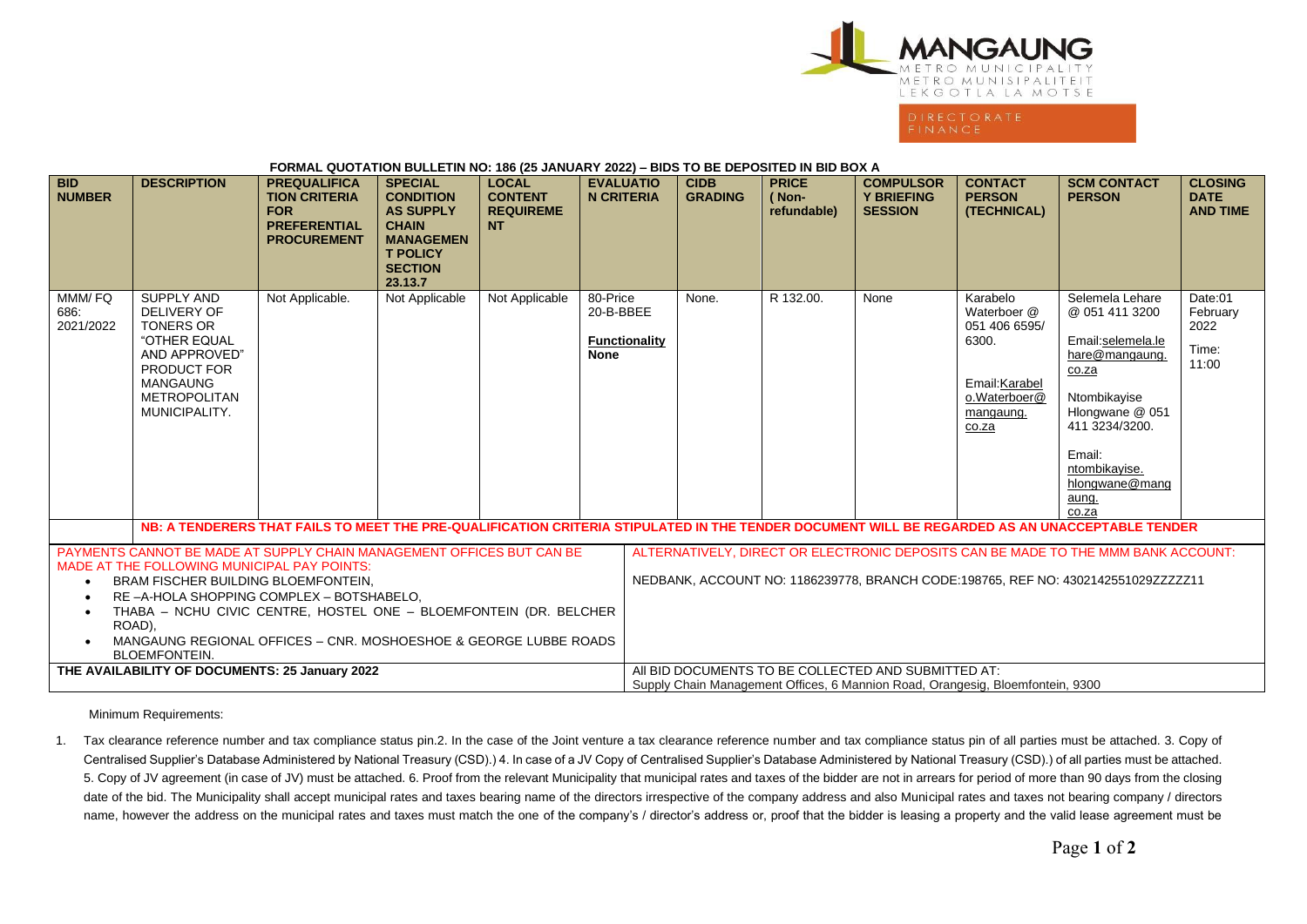MANGAUNG METRO MUNICIPALITY METRO MUNISIPALITEIT LEKGOTLA LA MOTSE

DIRECTORATE FINANCE

**FORMAL QUOTATION BULLETIN NO: 186 (25 JANUARY 2022) – BIDS TO BE DEPOSITED IN BID BOX A**

| BID NUMBER | DESCRIPTION | PREQUALIFICATION CRITERIA FOR PREFERENTIAL PROCUREMENT | SPECIAL CONDITION AS SUPPLY CHAIN MANAGEMENT POLICY SECTION 23.13.7 | LOCAL CONTENT REQUIREMENT | EVALUATION CRITERIA | CIDB GRADING | PRICE ( Non-refundable) | COMPULSORY BRIEFING SESSION | CONTACT PERSON (TECHNICAL) | SCM CONTACT PERSON | CLOSING DATE AND TIME |
|---|---|---|---|---|---|---|---|---|---|---|---|
| MMM/ FQ 686: 2021/2022 | SUPPLY AND DELIVERY OF TONERS OR "OTHER EQUAL AND APPROVED" PRODUCT FOR MANGAUNG METROPOLITAN MUNICIPALITY. | Not Applicable. | Not Applicable | Not Applicable | 80-Price 20-B-BBEE **Functionality** **None** | None. | R 132.00. | None | Karabelo Waterboer @ 051 406 6595/ 6300. Email:Karabelo.Waterboer@mangaung.co.za | Selemela Lehare @ 051 411 3200 Email:selemela.lehare@mangaung.co.za Ntombikayise Hlongwane @ 051 411 3234/3200. Email: ntombikayise.hlongwane@mangaung.co.za | Date:01 February 2022 Time: 11:00 |

**NB: A TENDERERS THAT FAILS TO MEET THE PRE-QUALIFICATION CRITERIA STIPULATED IN THE TENDER DOCUMENT WILL BE REGARDED AS AN UNACCEPTABLE TENDER**

| PAYMENTS CANNOT BE MADE AT SUPPLY CHAIN MANAGEMENT OFFICES BUT CAN BE MADE AT THE FOLLOWING MUNICIPAL PAY POINTS: | ALTERNATIVELY, DIRECT OR ELECTRONIC DEPOSITS CAN BE MADE TO THE MMM BANK ACCOUNT: |
|---|---|
| • BRAM FISCHER BUILDING BLOEMFONTEIN, • RE –A-HOLA SHOPPING COMPLEX – BOTSHABELO, • THABA – NCHU CIVIC CENTRE, HOSTEL ONE – BLOEMFONTEIN (DR. BELCHER ROAD), • MANGAUNG REGIONAL OFFICES – CNR. MOSHOESHOE & GEORGE LUBBE ROADS BLOEMFONTEIN. | NEDBANK, ACCOUNT NO: 1186239778, BRANCH CODE:198765, REF NO: 4302142551029ZZZZZ11 |
| **THE AVAILABILITY OF DOCUMENTS: 25 January 2022** | ALL BID DOCUMENTS TO BE COLLECTED AND SUBMITTED AT: Supply Chain Management Offices, 6 Mannion Road, Orangesig, Bloemfontein, 9300 |

Minimum Requirements:

1. Tax clearance reference number and tax compliance status pin.2. In the case of the Joint venture a tax clearance reference number and tax compliance status pin of all parties must be attached. 3. Copy of Centralised Supplier's Database Administered by National Treasury (CSD).) 4. In case of a JV Copy of Centralised Supplier's Database Administered by National Treasury (CSD).) of all parties must be attached. 5. Copy of JV agreement (in case of JV) must be attached. 6. Proof from the relevant Municipality that municipal rates and taxes of the bidder are not in arrears for period of more than 90 days from the closing date of the bid. The Municipality shall accept municipal rates and taxes bearing name of the directors irrespective of the company address and also Municipal rates and taxes not bearing company / directors name, however the address on the municipal rates and taxes must match the one of the company's / director's address or, proof that the bidder is leasing a property and the valid lease agreement must be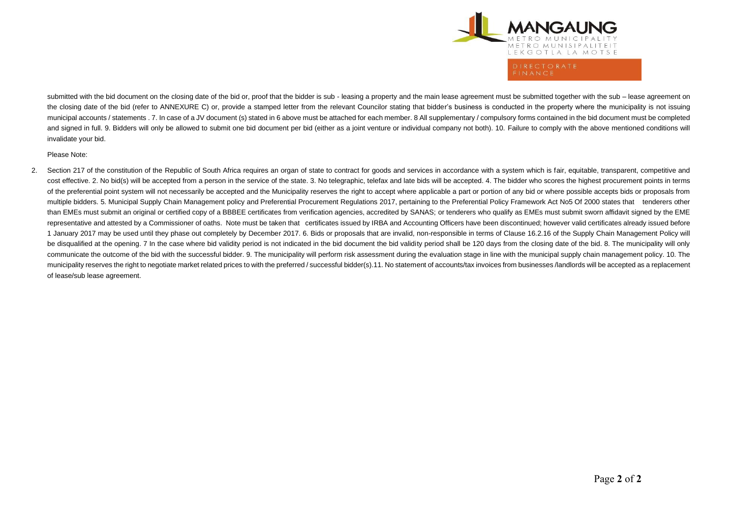submitted with the bid document on the closing date of the bid or, proof that the bidder is sub - leasing a property and the main lease agreement must be submitted together with the sub – lease agreement on the closing date of the bid (refer to ANNEXURE C) or, provide a stamped letter from the relevant Councilor stating that bidder's business is conducted in the property where the municipality is not issuing municipal accounts / statements . 7. In case of a JV document (s) stated in 6 above must be attached for each member. 8 All supplementary / compulsory forms contained in the bid document must be completed and signed in full. 9. Bidders will only be allowed to submit one bid document per bid (either as a joint venture or individual company not both). 10. Failure to comply with the above mentioned conditions will invalidate your bid.

Please Note:

2. Section 217 of the constitution of the Republic of South Africa requires an organ of state to contract for goods and services in accordance with a system which is fair, equitable, transparent, competitive and cost effective. 2. No bid(s) will be accepted from a person in the service of the state. 3. No telegraphic, telefax and late bids will be accepted. 4. The bidder who scores the highest procurement points in terms of the preferential point system will not necessarily be accepted and the Municipality reserves the right to accept where applicable a part or portion of any bid or where possible accepts bids or proposals from multiple bidders. 5. Municipal Supply Chain Management policy and Preferential Procurement Regulations 2017, pertaining to the Preferential Policy Framework Act No5 Of 2000 states that tenderers other than EMEs must submit an original or certified copy of a BBBEE certificates from verification agencies, accredited by SANAS; or tenderers who qualify as EMEs must submit sworn affidavit signed by the EME representative and attested by a Commissioner of oaths. Note must be taken that certificates issued by IRBA and Accounting Officers have been discontinued; however valid certificates already issued before 1 January 2017 may be used until they phase out completely by December 2017. 6. Bids or proposals that are invalid, non-responsible in terms of Clause 16.2.16 of the Supply Chain Management Policy will be disqualified at the opening. 7 In the case where bid validity period is not indicated in the bid document the bid validity period shall be 120 days from the closing date of the bid. 8. The municipality will only communicate the outcome of the bid with the successful bidder. 9. The municipality will perform risk assessment during the evaluation stage in line with the municipal supply chain management policy. 10. The municipality reserves the right to negotiate market related prices to with the preferred / successful bidder(s).11. No statement of accounts/tax invoices from businesses /landlords will be accepted as a replacement of lease/sub lease agreement.